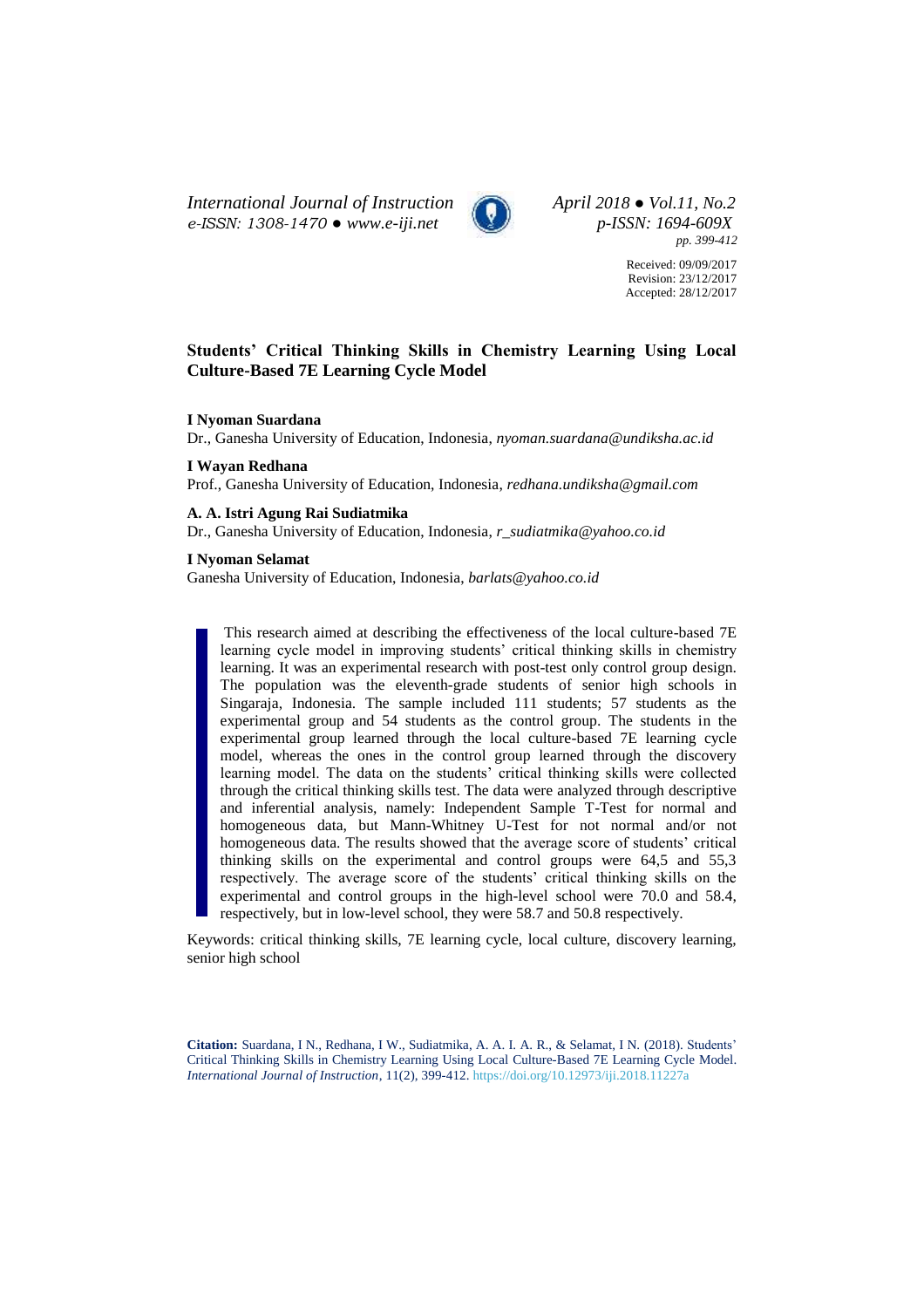*International Journal of Instruction*                    *April 2018 ● Vol.11, No.2*
*e-ISSN: 1308-1470 ● www.e-iji.net*                    *p-ISSN: 1694-609X*
*pp. 399-412*

Received: 09/09/2017
Revision: 23/12/2017
Accepted: 28/12/2017

# Students' Critical Thinking Skills in Chemistry Learning Using Local Culture-Based 7E Learning Cycle Model

**I Nyoman Suardana**
Dr., Ganesha University of Education, Indonesia, *nyoman.suardana@undiksha.ac.id*

**I Wayan Redhana**
Prof., Ganesha University of Education, Indonesia, *redhana.undiksha@gmail.com*

**A. A. Istri Agung Rai Sudiatmika**
Dr., Ganesha University of Education, Indonesia, *r_sudiatmika@yahoo.co.id*

**I Nyoman Selamat**
Ganesha University of Education, Indonesia, *barlats@yahoo.co.id*

This research aimed at describing the effectiveness of the local culture-based 7E learning cycle model in improving students' critical thinking skills in chemistry learning. It was an experimental research with post-test only control group design. The population was the eleventh-grade students of senior high schools in Singaraja, Indonesia. The sample included 111 students; 57 students as the experimental group and 54 students as the control group. The students in the experimental group learned through the local culture-based 7E learning cycle model, whereas the ones in the control group learned through the discovery learning model. The data on the students' critical thinking skills were collected through the critical thinking skills test. The data were analyzed through descriptive and inferential analysis, namely: Independent Sample T-Test for normal and homogeneous data, but Mann-Whitney U-Test for not normal and/or not homogeneous data. The results showed that the average score of students' critical thinking skills on the experimental and control groups were 64,5 and 55,3 respectively. The average score of the students' critical thinking skills on the experimental and control groups in the high-level school were 70.0 and 58.4, respectively, but in low-level school, they were 58.7 and 50.8 respectively.

Keywords: critical thinking skills, 7E learning cycle, local culture, discovery learning, senior high school

**Citation:** Suardana, I N., Redhana, I W., Sudiatmika, A. A. I. A. R., & Selamat, I N. (2018). Students' Critical Thinking Skills in Chemistry Learning Using Local Culture-Based 7E Learning Cycle Model. *International Journal of Instruction*, 11(2), 399-412. https://doi.org/10.12973/iji.2018.11227a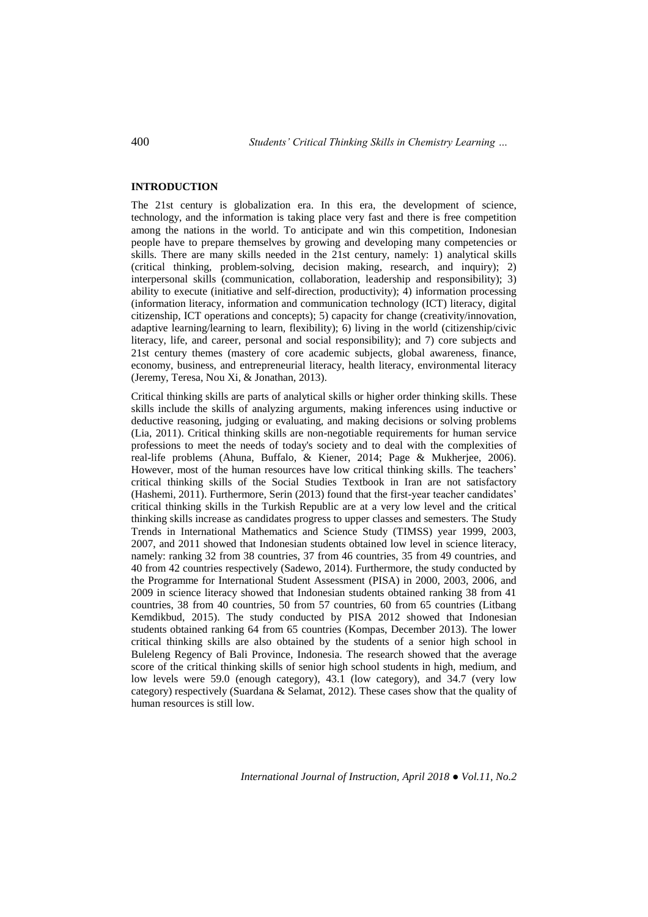## INTRODUCTION

The 21st century is globalization era. In this era, the development of science, technology, and the information is taking place very fast and there is free competition among the nations in the world. To anticipate and win this competition, Indonesian people have to prepare themselves by growing and developing many competencies or skills. There are many skills needed in the 21st century, namely: 1) analytical skills (critical thinking, problem-solving, decision making, research, and inquiry); 2) interpersonal skills (communication, collaboration, leadership and responsibility); 3) ability to execute (initiative and self-direction, productivity); 4) information processing (information literacy, information and communication technology (ICT) literacy, digital citizenship, ICT operations and concepts); 5) capacity for change (creativity/innovation, adaptive learning/learning to learn, flexibility); 6) living in the world (citizenship/civic literacy, life, and career, personal and social responsibility); and 7) core subjects and 21st century themes (mastery of core academic subjects, global awareness, finance, economy, business, and entrepreneurial literacy, health literacy, environmental literacy (Jeremy, Teresa, Nou Xi, & Jonathan, 2013).

Critical thinking skills are parts of analytical skills or higher order thinking skills. These skills include the skills of analyzing arguments, making inferences using inductive or deductive reasoning, judging or evaluating, and making decisions or solving problems (Lia, 2011). Critical thinking skills are non-negotiable requirements for human service professions to meet the needs of today's society and to deal with the complexities of real-life problems (Ahuna, Buffalo, & Kiener, 2014; Page & Mukherjee, 2006). However, most of the human resources have low critical thinking skills. The teachers' critical thinking skills of the Social Studies Textbook in Iran are not satisfactory (Hashemi, 2011). Furthermore, Serin (2013) found that the first-year teacher candidates' critical thinking skills in the Turkish Republic are at a very low level and the critical thinking skills increase as candidates progress to upper classes and semesters. The Study Trends in International Mathematics and Science Study (TIMSS) year 1999, 2003, 2007, and 2011 showed that Indonesian students obtained low level in science literacy, namely: ranking 32 from 38 countries, 37 from 46 countries, 35 from 49 countries, and 40 from 42 countries respectively (Sadewo, 2014). Furthermore, the study conducted by the Programme for International Student Assessment (PISA) in 2000, 2003, 2006, and 2009 in science literacy showed that Indonesian students obtained ranking 38 from 41 countries, 38 from 40 countries, 50 from 57 countries, 60 from 65 countries (Litbang Kemdikbud, 2015). The study conducted by PISA 2012 showed that Indonesian students obtained ranking 64 from 65 countries (Kompas, December 2013). The lower critical thinking skills are also obtained by the students of a senior high school in Buleleng Regency of Bali Province, Indonesia. The research showed that the average score of the critical thinking skills of senior high school students in high, medium, and low levels were 59.0 (enough category), 43.1 (low category), and 34.7 (very low category) respectively (Suardana & Selamat, 2012). These cases show that the quality of human resources is still low.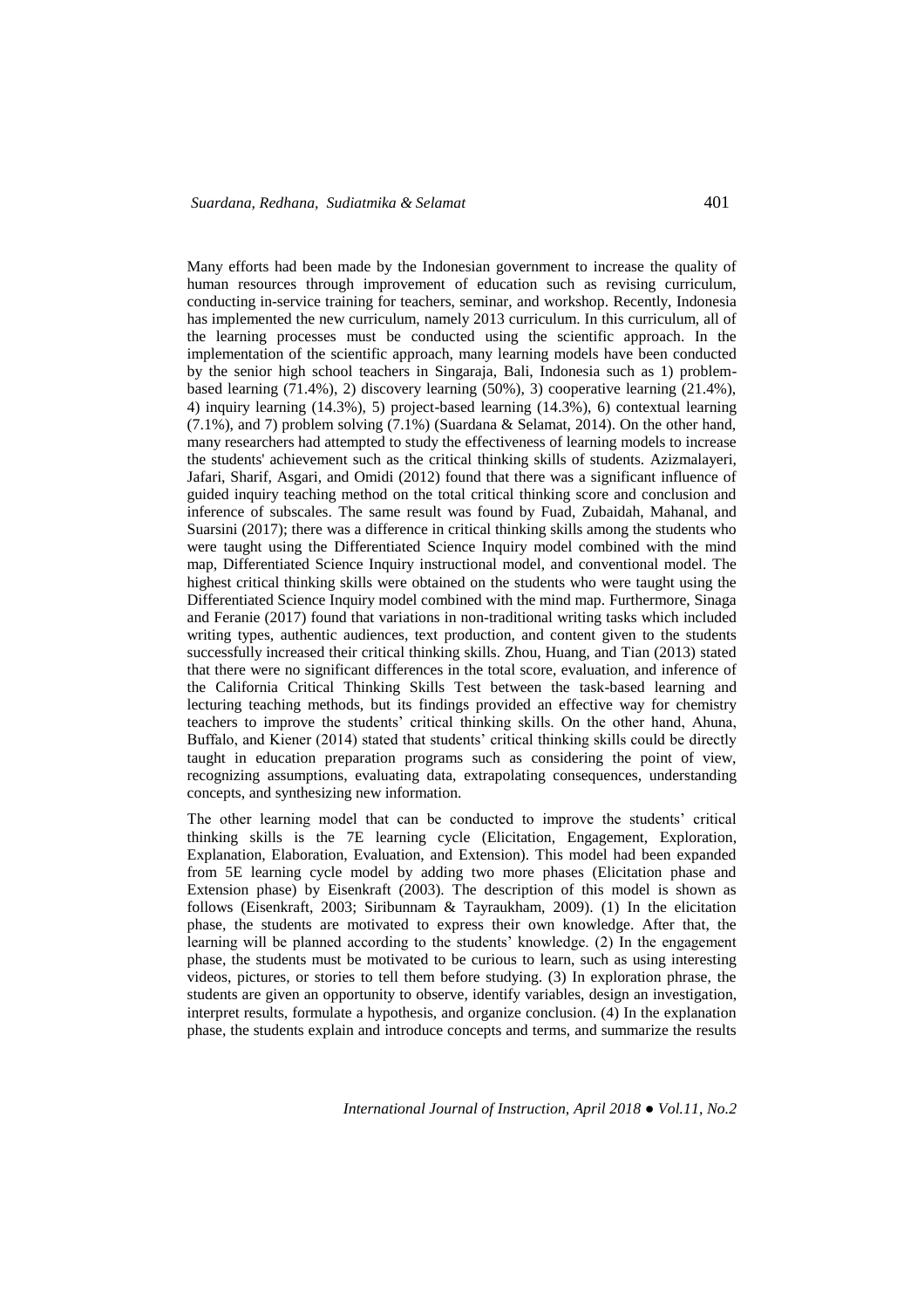Many efforts had been made by the Indonesian government to increase the quality of human resources through improvement of education such as revising curriculum, conducting in-service training for teachers, seminar, and workshop. Recently, Indonesia has implemented the new curriculum, namely 2013 curriculum. In this curriculum, all of the learning processes must be conducted using the scientific approach. In the implementation of the scientific approach, many learning models have been conducted by the senior high school teachers in Singaraja, Bali, Indonesia such as 1) problem-based learning (71.4%), 2) discovery learning (50%), 3) cooperative learning (21.4%), 4) inquiry learning (14.3%), 5) project-based learning (14.3%), 6) contextual learning (7.1%), and 7) problem solving (7.1%) (Suardana & Selamat, 2014). On the other hand, many researchers had attempted to study the effectiveness of learning models to increase the students' achievement such as the critical thinking skills of students. Azizmalayeri, Jafari, Sharif, Asgari, and Omidi (2012) found that there was a significant influence of guided inquiry teaching method on the total critical thinking score and conclusion and inference of subscales. The same result was found by Fuad, Zubaidah, Mahanal, and Suarsini (2017); there was a difference in critical thinking skills among the students who were taught using the Differentiated Science Inquiry model combined with the mind map, Differentiated Science Inquiry instructional model, and conventional model. The highest critical thinking skills were obtained on the students who were taught using the Differentiated Science Inquiry model combined with the mind map. Furthermore, Sinaga and Feranie (2017) found that variations in non-traditional writing tasks which included writing types, authentic audiences, text production, and content given to the students successfully increased their critical thinking skills. Zhou, Huang, and Tian (2013) stated that there were no significant differences in the total score, evaluation, and inference of the California Critical Thinking Skills Test between the task-based learning and lecturing teaching methods, but its findings provided an effective way for chemistry teachers to improve the students' critical thinking skills. On the other hand, Ahuna, Buffalo, and Kiener (2014) stated that students' critical thinking skills could be directly taught in education preparation programs such as considering the point of view, recognizing assumptions, evaluating data, extrapolating consequences, understanding concepts, and synthesizing new information.

The other learning model that can be conducted to improve the students' critical thinking skills is the 7E learning cycle (Elicitation, Engagement, Exploration, Explanation, Elaboration, Evaluation, and Extension). This model had been expanded from 5E learning cycle model by adding two more phases (Elicitation phase and Extension phase) by Eisenkraft (2003). The description of this model is shown as follows (Eisenkraft, 2003; Siribunnam & Tayraukham, 2009). (1) In the elicitation phase, the students are motivated to express their own knowledge. After that, the learning will be planned according to the students' knowledge. (2) In the engagement phase, the students must be motivated to be curious to learn, such as using interesting videos, pictures, or stories to tell them before studying. (3) In exploration phrase, the students are given an opportunity to observe, identify variables, design an investigation, interpret results, formulate a hypothesis, and organize conclusion. (4) In the explanation phase, the students explain and introduce concepts and terms, and summarize the results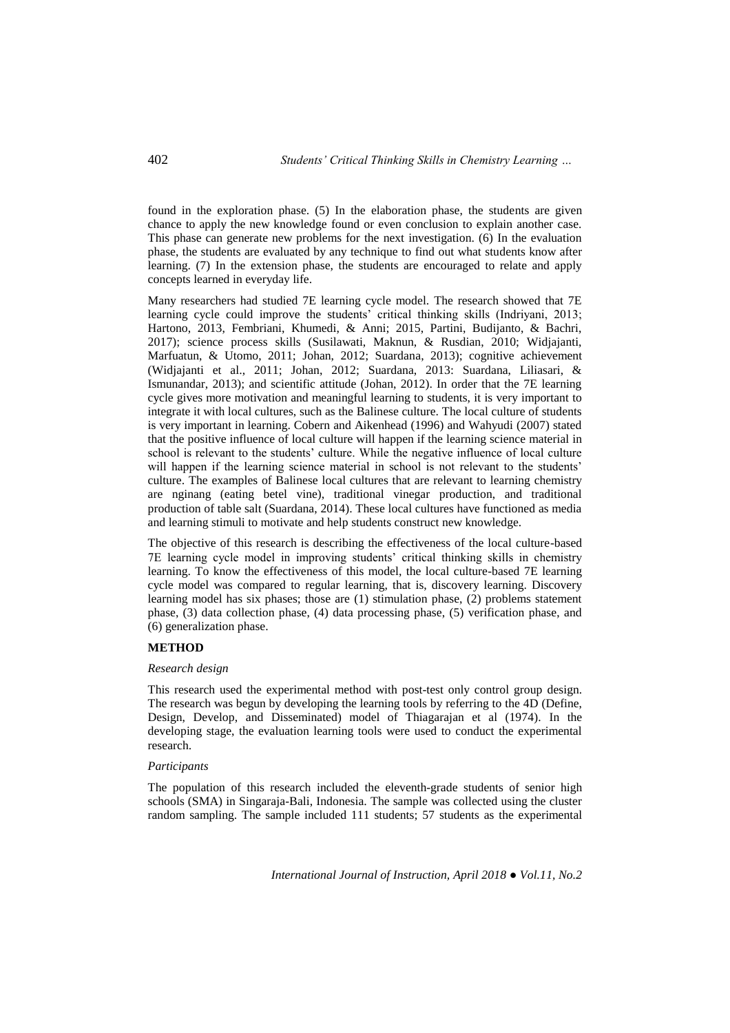found in the exploration phase. (5) In the elaboration phase, the students are given chance to apply the new knowledge found or even conclusion to explain another case. This phase can generate new problems for the next investigation. (6) In the evaluation phase, the students are evaluated by any technique to find out what students know after learning. (7) In the extension phase, the students are encouraged to relate and apply concepts learned in everyday life.

Many researchers had studied 7E learning cycle model. The research showed that 7E learning cycle could improve the students' critical thinking skills (Indriyani, 2013; Hartono, 2013, Fembriani, Khumedi, & Anni; 2015, Partini, Budijanto, & Bachri, 2017); science process skills (Susilawati, Maknun, & Rusdian, 2010; Widjajanti, Marfuatun, & Utomo, 2011; Johan, 2012; Suardana, 2013); cognitive achievement (Widjajanti et al., 2011; Johan, 2012; Suardana, 2013: Suardana, Liliasari, & Ismunandar, 2013); and scientific attitude (Johan, 2012). In order that the 7E learning cycle gives more motivation and meaningful learning to students, it is very important to integrate it with local cultures, such as the Balinese culture. The local culture of students is very important in learning. Cobern and Aikenhead (1996) and Wahyudi (2007) stated that the positive influence of local culture will happen if the learning science material in school is relevant to the students' culture. While the negative influence of local culture will happen if the learning science material in school is not relevant to the students' culture. The examples of Balinese local cultures that are relevant to learning chemistry are nginang (eating betel vine), traditional vinegar production, and traditional production of table salt (Suardana, 2014). These local cultures have functioned as media and learning stimuli to motivate and help students construct new knowledge.

The objective of this research is describing the effectiveness of the local culture-based 7E learning cycle model in improving students' critical thinking skills in chemistry learning. To know the effectiveness of this model, the local culture-based 7E learning cycle model was compared to regular learning, that is, discovery learning. Discovery learning model has six phases; those are (1) stimulation phase, (2) problems statement phase, (3) data collection phase, (4) data processing phase, (5) verification phase, and (6) generalization phase.

## METHOD

### *Research design*

This research used the experimental method with post-test only control group design. The research was begun by developing the learning tools by referring to the 4D (Define, Design, Develop, and Disseminated) model of Thiagarajan et al (1974). In the developing stage, the evaluation learning tools were used to conduct the experimental research.

### *Participants*

The population of this research included the eleventh-grade students of senior high schools (SMA) in Singaraja-Bali, Indonesia. The sample was collected using the cluster random sampling. The sample included 111 students; 57 students as the experimental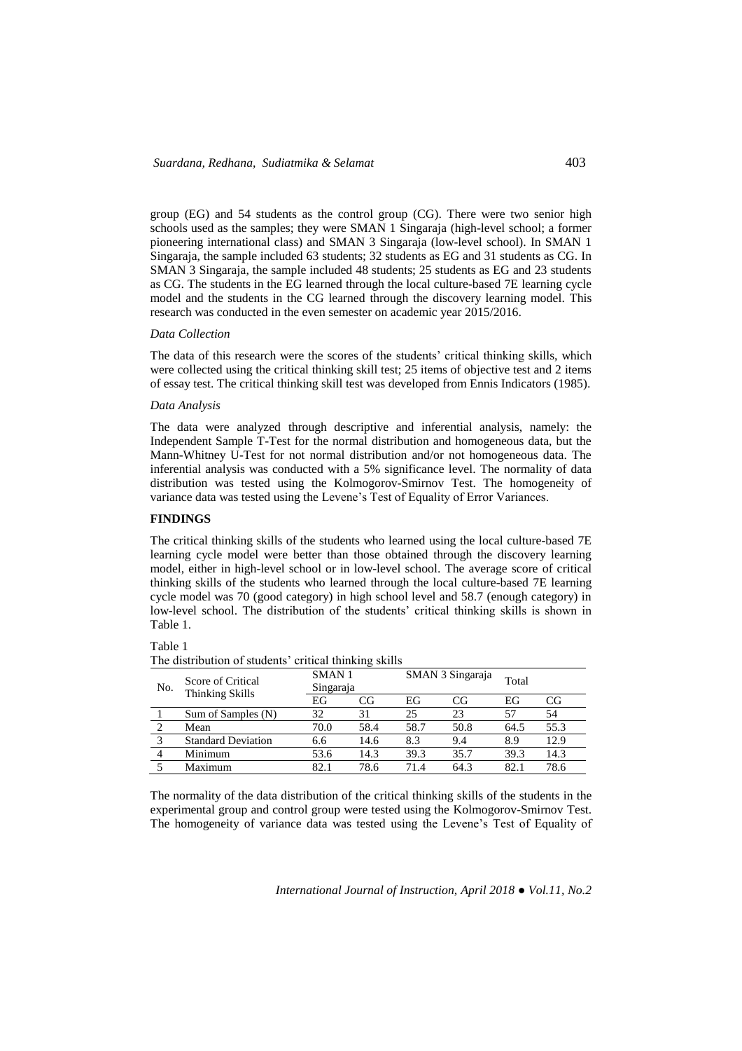group (EG) and 54 students as the control group (CG). There were two senior high schools used as the samples; they were SMAN 1 Singaraja (high-level school; a former pioneering international class) and SMAN 3 Singaraja (low-level school). In SMAN 1 Singaraja, the sample included 63 students; 32 students as EG and 31 students as CG. In SMAN 3 Singaraja, the sample included 48 students; 25 students as EG and 23 students as CG. The students in the EG learned through the local culture-based 7E learning cycle model and the students in the CG learned through the discovery learning model. This research was conducted in the even semester on academic year 2015/2016.

*Data Collection*

The data of this research were the scores of the students' critical thinking skills, which were collected using the critical thinking skill test; 25 items of objective test and 2 items of essay test. The critical thinking skill test was developed from Ennis Indicators (1985).

*Data Analysis*

The data were analyzed through descriptive and inferential analysis, namely: the Independent Sample T-Test for the normal distribution and homogeneous data, but the Mann-Whitney U-Test for not normal distribution and/or not homogeneous data. The inferential analysis was conducted with a 5% significance level. The normality of data distribution was tested using the Kolmogorov-Smirnov Test. The homogeneity of variance data was tested using the Levene's Test of Equality of Error Variances.

**FINDINGS**

The critical thinking skills of the students who learned using the local culture-based 7E learning cycle model were better than those obtained through the discovery learning model, either in high-level school or in low-level school. The average score of critical thinking skills of the students who learned through the local culture-based 7E learning cycle model was 70 (good category) in high school level and 58.7 (enough category) in low-level school. The distribution of the students' critical thinking skills is shown in Table 1.

Table 1
The distribution of students' critical thinking skills

| No. | Score of Critical Thinking Skills | SMAN 1 Singaraja | | SMAN 3 Singaraja | | Total | |
|---|---|---|---|---|---|---|---|
| | | EG | CG | EG | CG | EG | CG |
| 1 | Sum of Samples (N) | 32 | 31 | 25 | 23 | 57 | 54 |
| 2 | Mean | 70.0 | 58.4 | 58.7 | 50.8 | 64.5 | 55.3 |
| 3 | Standard Deviation | 6.6 | 14.6 | 8.3 | 9.4 | 8.9 | 12.9 |
| 4 | Minimum | 53.6 | 14.3 | 39.3 | 35.7 | 39.3 | 14.3 |
| 5 | Maximum | 82.1 | 78.6 | 71.4 | 64.3 | 82.1 | 78.6 |

The normality of the data distribution of the critical thinking skills of the students in the experimental group and control group were tested using the Kolmogorov-Smirnov Test. The homogeneity of variance data was tested using the Levene's Test of Equality of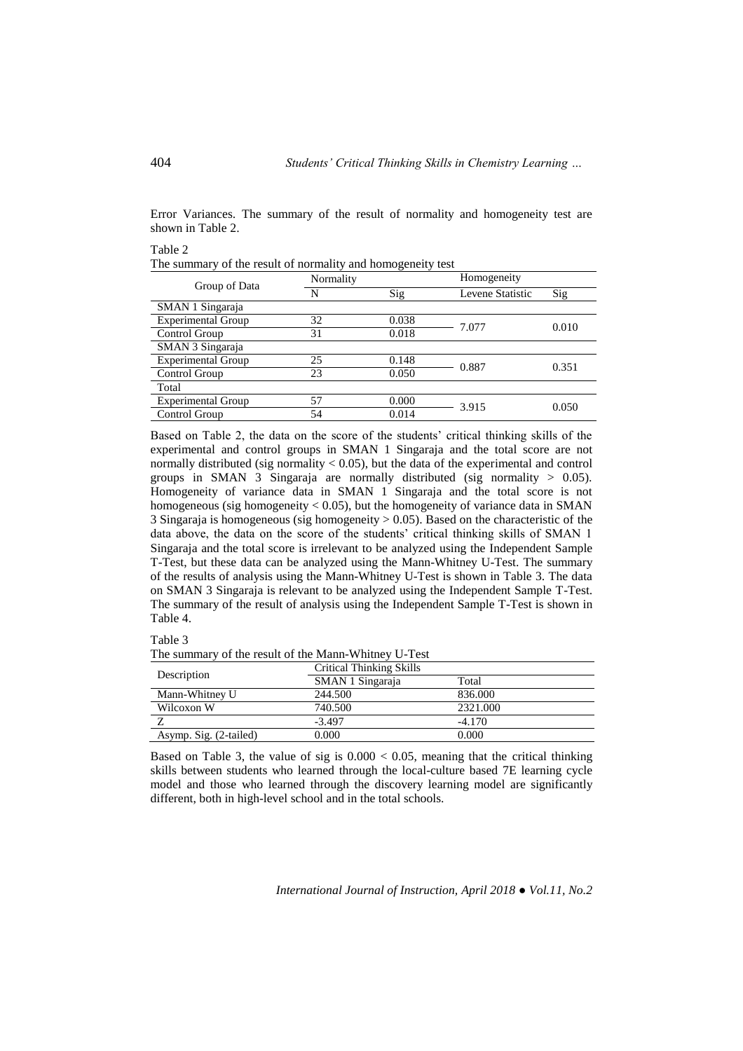Error Variances. The summary of the result of normality and homogeneity test are shown in Table 2.

Table 2
The summary of the result of normality and homogeneity test

| Group of Data | Normality | | Homogeneity | |
|---|---|---|---|---|
| | N | Sig | Levene Statistic | Sig |
| SMAN 1 Singaraja | | | | |
| Experimental Group | 32 | 0.038 | 7.077 | 0.010 |
| Control Group | 31 | 0.018 | | |
| SMAN 3 Singaraja | | | | |
| Experimental Group | 25 | 0.148 | 0.887 | 0.351 |
| Control Group | 23 | 0.050 | | |
| Total | | | | |
| Experimental Group | 57 | 0.000 | 3.915 | 0.050 |
| Control Group | 54 | 0.014 | | |

Based on Table 2, the data on the score of the students' critical thinking skills of the experimental and control groups in SMAN 1 Singaraja and the total score are not normally distributed (sig normality < 0.05), but the data of the experimental and control groups in SMAN 3 Singaraja are normally distributed (sig normality > 0.05). Homogeneity of variance data in SMAN 1 Singaraja and the total score is not homogeneous (sig homogeneity < 0.05), but the homogeneity of variance data in SMAN 3 Singaraja is homogeneous (sig homogeneity > 0.05). Based on the characteristic of the data above, the data on the score of the students' critical thinking skills of SMAN 1 Singaraja and the total score is irrelevant to be analyzed using the Independent Sample T-Test, but these data can be analyzed using the Mann-Whitney U-Test. The summary of the results of analysis using the Mann-Whitney U-Test is shown in Table 3. The data on SMAN 3 Singaraja is relevant to be analyzed using the Independent Sample T-Test. The summary of the result of analysis using the Independent Sample T-Test is shown in Table 4.

Table 3
The summary of the result of the Mann-Whitney U-Test

| Description | Critical Thinking Skills | |
|---|---|---|
| | SMAN 1 Singaraja | Total |
| Mann-Whitney U | 244.500 | 836.000 |
| Wilcoxon W | 740.500 | 2321.000 |
| Z | -3.497 | -4.170 |
| Asymp. Sig. (2-tailed) | 0.000 | 0.000 |

Based on Table 3, the value of sig is 0.000 < 0.05, meaning that the critical thinking skills between students who learned through the local-culture based 7E learning cycle model and those who learned through the discovery learning model are significantly different, both in high-level school and in the total schools.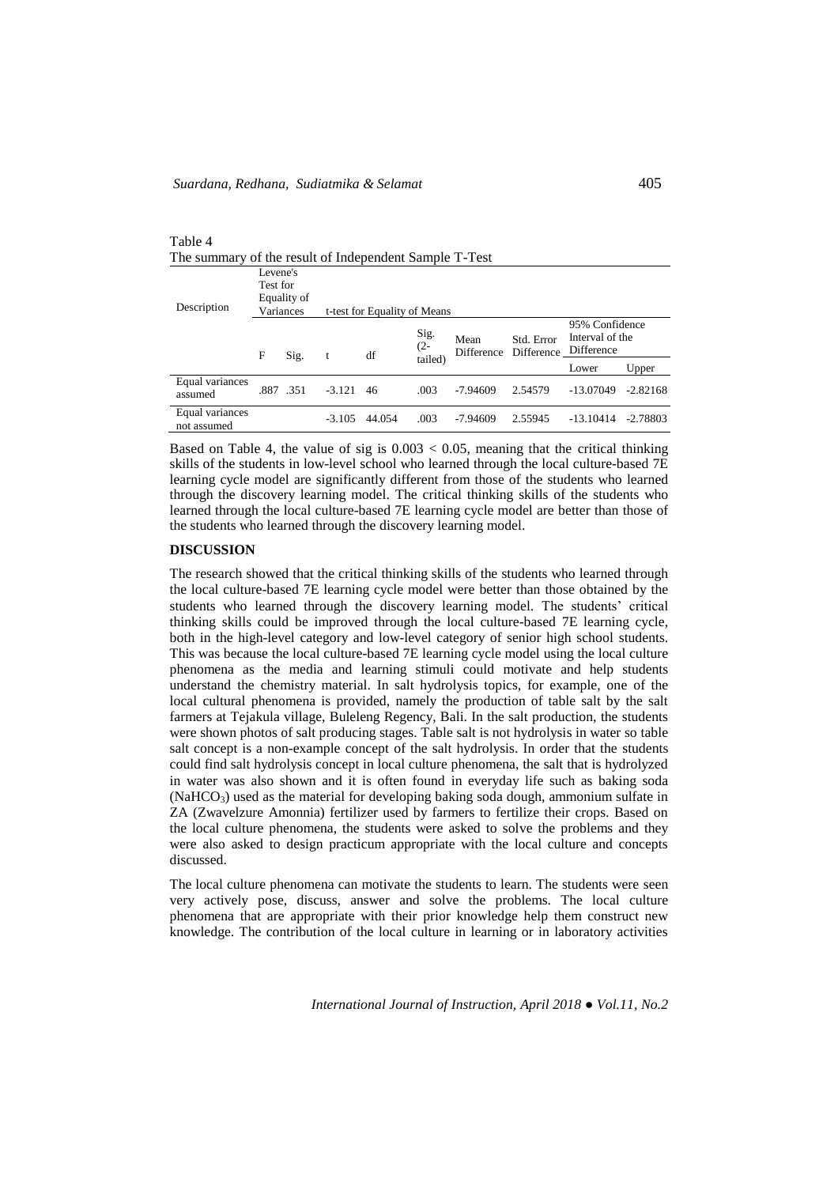Table 4
The summary of the result of Independent Sample T-Test

| Description | Levene's Test for Equality of Variances | | t-test for Equality of Means | | | | | | |
|---|---|---|---|---|---|---|---|---|---|
| | F | Sig. | t | df | Sig. (2-tailed) | Mean Difference | Std. Error Difference | 95% Confidence Interval of the Difference | |
| | | | | | | | | Lower | Upper |
| Equal variances assumed | .887 | .351 | -3.121 | 46 | .003 | -7.94609 | 2.54579 | -13.07049 | -2.82168 |
| Equal variances not assumed | | | -3.105 | 44.054 | .003 | -7.94609 | 2.55945 | -13.10414 | -2.78803 |

Based on Table 4, the value of sig is $0.003 < 0.05$, meaning that the critical thinking skills of the students in low-level school who learned through the local culture-based 7E learning cycle model are significantly different from those of the students who learned through the discovery learning model. The critical thinking skills of the students who learned through the local culture-based 7E learning cycle model are better than those of the students who learned through the discovery learning model.

## DISCUSSION

The research showed that the critical thinking skills of the students who learned through the local culture-based 7E learning cycle model were better than those obtained by the students who learned through the discovery learning model. The students' critical thinking skills could be improved through the local culture-based 7E learning cycle, both in the high-level category and low-level category of senior high school students. This was because the local culture-based 7E learning cycle model using the local culture phenomena as the media and learning stimuli could motivate and help students understand the chemistry material. In salt hydrolysis topics, for example, one of the local cultural phenomena is provided, namely the production of table salt by the salt farmers at Tejakula village, Buleleng Regency, Bali. In the salt production, the students were shown photos of salt producing stages. Table salt is not hydrolysis in water so table salt concept is a non-example concept of the salt hydrolysis. In order that the students could find salt hydrolysis concept in local culture phenomena, the salt that is hydrolyzed in water was also shown and it is often found in everyday life such as baking soda ($NaHCO_3$) used as the material for developing baking soda dough, ammonium sulfate in ZA (Zwavelzure Amonnia) fertilizer used by farmers to fertilize their crops. Based on the local culture phenomena, the students were asked to solve the problems and they were also asked to design practicum appropriate with the local culture and concepts discussed.

The local culture phenomena can motivate the students to learn. The students were seen very actively pose, discuss, answer and solve the problems. The local culture phenomena that are appropriate with their prior knowledge help them construct new knowledge. The contribution of the local culture in learning or in laboratory activities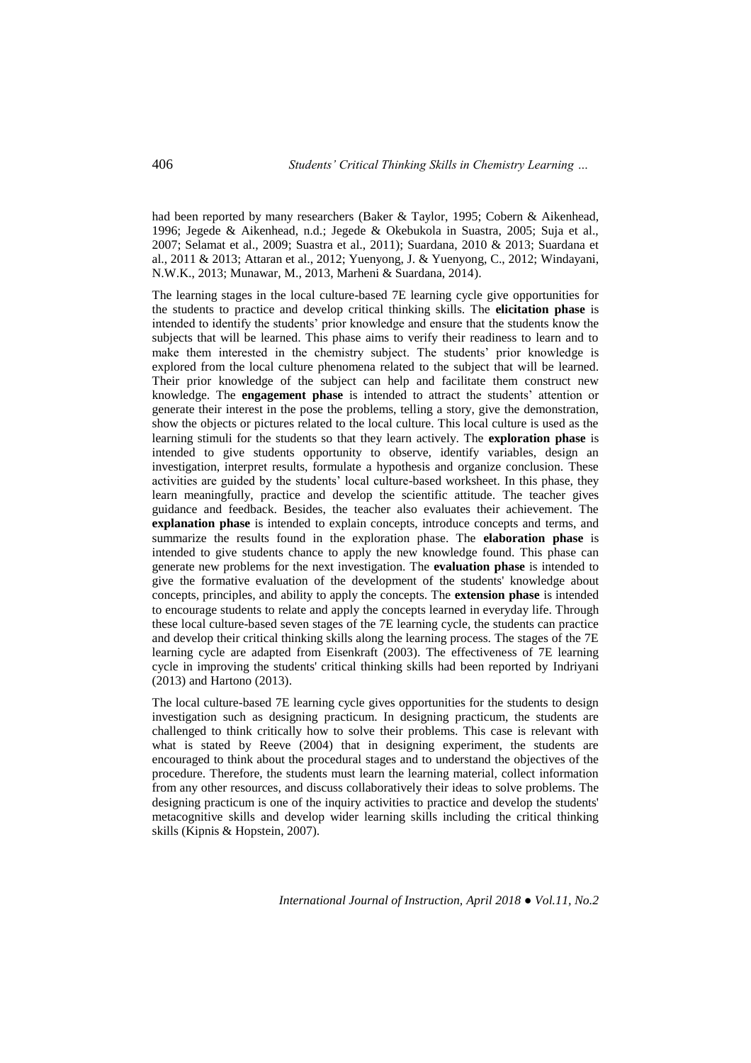had been reported by many researchers (Baker & Taylor, 1995; Cobern & Aikenhead, 1996; Jegede & Aikenhead, n.d.; Jegede & Okebukola in Suastra, 2005; Suja et al., 2007; Selamat et al., 2009; Suastra et al., 2011); Suardana, 2010 & 2013; Suardana et al., 2011 & 2013; Attaran et al., 2012; Yuenyong, J. & Yuenyong, C., 2012; Windayani, N.W.K., 2013; Munawar, M., 2013, Marheni & Suardana, 2014).

The learning stages in the local culture-based 7E learning cycle give opportunities for the students to practice and develop critical thinking skills. The **elicitation phase** is intended to identify the students' prior knowledge and ensure that the students know the subjects that will be learned. This phase aims to verify their readiness to learn and to make them interested in the chemistry subject. The students' prior knowledge is explored from the local culture phenomena related to the subject that will be learned. Their prior knowledge of the subject can help and facilitate them construct new knowledge. The **engagement phase** is intended to attract the students' attention or generate their interest in the pose the problems, telling a story, give the demonstration, show the objects or pictures related to the local culture. This local culture is used as the learning stimuli for the students so that they learn actively. The **exploration phase** is intended to give students opportunity to observe, identify variables, design an investigation, interpret results, formulate a hypothesis and organize conclusion. These activities are guided by the students' local culture-based worksheet. In this phase, they learn meaningfully, practice and develop the scientific attitude. The teacher gives guidance and feedback. Besides, the teacher also evaluates their achievement. The **explanation phase** is intended to explain concepts, introduce concepts and terms, and summarize the results found in the exploration phase. The **elaboration phase** is intended to give students chance to apply the new knowledge found. This phase can generate new problems for the next investigation. The **evaluation phase** is intended to give the formative evaluation of the development of the students' knowledge about concepts, principles, and ability to apply the concepts. The **extension phase** is intended to encourage students to relate and apply the concepts learned in everyday life. Through these local culture-based seven stages of the 7E learning cycle, the students can practice and develop their critical thinking skills along the learning process. The stages of the 7E learning cycle are adapted from Eisenkraft (2003). The effectiveness of 7E learning cycle in improving the students' critical thinking skills had been reported by Indriyani (2013) and Hartono (2013).

The local culture-based 7E learning cycle gives opportunities for the students to design investigation such as designing practicum. In designing practicum, the students are challenged to think critically how to solve their problems. This case is relevant with what is stated by Reeve (2004) that in designing experiment, the students are encouraged to think about the procedural stages and to understand the objectives of the procedure. Therefore, the students must learn the learning material, collect information from any other resources, and discuss collaboratively their ideas to solve problems. The designing practicum is one of the inquiry activities to practice and develop the students' metacognitive skills and develop wider learning skills including the critical thinking skills (Kipnis & Hopstein, 2007).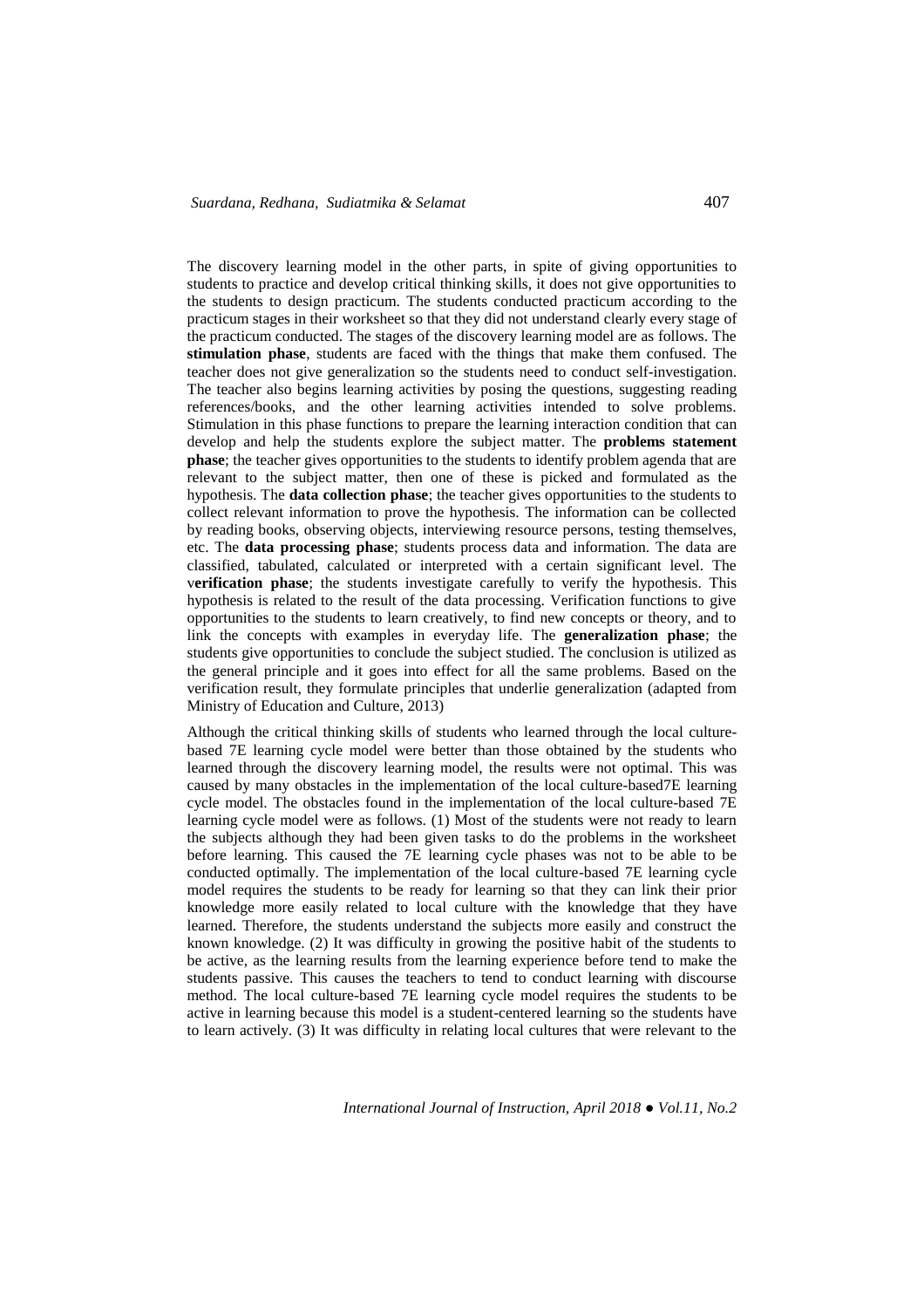The discovery learning model in the other parts, in spite of giving opportunities to students to practice and develop critical thinking skills, it does not give opportunities to the students to design practicum. The students conducted practicum according to the practicum stages in their worksheet so that they did not understand clearly every stage of the practicum conducted. The stages of the discovery learning model are as follows. The **stimulation phase**, students are faced with the things that make them confused. The teacher does not give generalization so the students need to conduct self-investigation. The teacher also begins learning activities by posing the questions, suggesting reading references/books, and the other learning activities intended to solve problems. Stimulation in this phase functions to prepare the learning interaction condition that can develop and help the students explore the subject matter. The **problems statement phase**; the teacher gives opportunities to the students to identify problem agenda that are relevant to the subject matter, then one of these is picked and formulated as the hypothesis. The **data collection phase**; the teacher gives opportunities to the students to collect relevant information to prove the hypothesis. The information can be collected by reading books, observing objects, interviewing resource persons, testing themselves, etc. The **data processing phase**; students process data and information. The data are classified, tabulated, calculated or interpreted with a certain significant level. The v**erification phase**; the students investigate carefully to verify the hypothesis. This hypothesis is related to the result of the data processing. Verification functions to give opportunities to the students to learn creatively, to find new concepts or theory, and to link the concepts with examples in everyday life. The **generalization phase**; the students give opportunities to conclude the subject studied. The conclusion is utilized as the general principle and it goes into effect for all the same problems. Based on the verification result, they formulate principles that underlie generalization (adapted from Ministry of Education and Culture, 2013)

Although the critical thinking skills of students who learned through the local culture-based 7E learning cycle model were better than those obtained by the students who learned through the discovery learning model, the results were not optimal. This was caused by many obstacles in the implementation of the local culture-based7E learning cycle model. The obstacles found in the implementation of the local culture-based 7E learning cycle model were as follows. (1) Most of the students were not ready to learn the subjects although they had been given tasks to do the problems in the worksheet before learning. This caused the 7E learning cycle phases was not to be able to be conducted optimally. The implementation of the local culture-based 7E learning cycle model requires the students to be ready for learning so that they can link their prior knowledge more easily related to local culture with the knowledge that they have learned. Therefore, the students understand the subjects more easily and construct the known knowledge. (2) It was difficulty in growing the positive habit of the students to be active, as the learning results from the learning experience before tend to make the students passive. This causes the teachers to tend to conduct learning with discourse method. The local culture-based 7E learning cycle model requires the students to be active in learning because this model is a student-centered learning so the students have to learn actively. (3) It was difficulty in relating local cultures that were relevant to the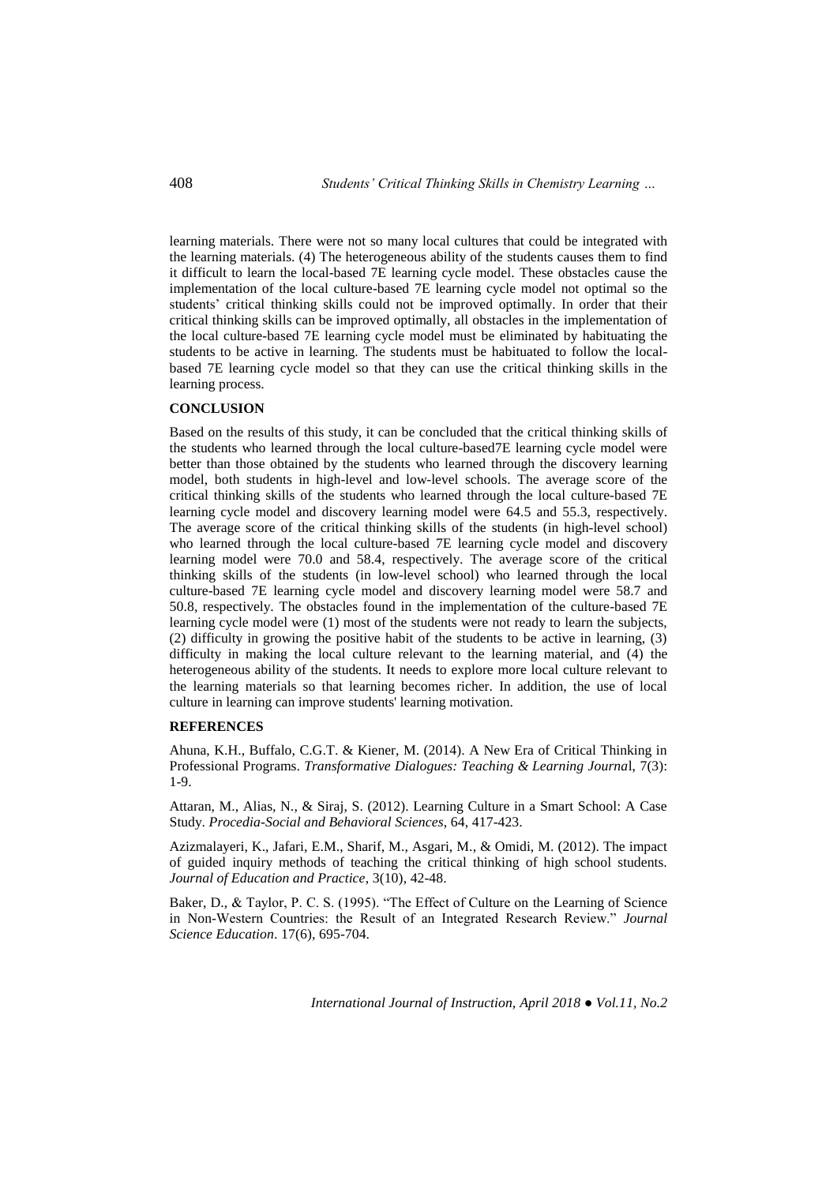learning materials. There were not so many local cultures that could be integrated with the learning materials. (4) The heterogeneous ability of the students causes them to find it difficult to learn the local-based 7E learning cycle model. These obstacles cause the implementation of the local culture-based 7E learning cycle model not optimal so the students' critical thinking skills could not be improved optimally. In order that their critical thinking skills can be improved optimally, all obstacles in the implementation of the local culture-based 7E learning cycle model must be eliminated by habituating the students to be active in learning. The students must be habituated to follow the local-based 7E learning cycle model so that they can use the critical thinking skills in the learning process.

## CONCLUSION

Based on the results of this study, it can be concluded that the critical thinking skills of the students who learned through the local culture-based7E learning cycle model were better than those obtained by the students who learned through the discovery learning model, both students in high-level and low-level schools. The average score of the critical thinking skills of the students who learned through the local culture-based 7E learning cycle model and discovery learning model were 64.5 and 55.3, respectively. The average score of the critical thinking skills of the students (in high-level school) who learned through the local culture-based 7E learning cycle model and discovery learning model were 70.0 and 58.4, respectively. The average score of the critical thinking skills of the students (in low-level school) who learned through the local culture-based 7E learning cycle model and discovery learning model were 58.7 and 50.8, respectively. The obstacles found in the implementation of the culture-based 7E learning cycle model were (1) most of the students were not ready to learn the subjects, (2) difficulty in growing the positive habit of the students to be active in learning, (3) difficulty in making the local culture relevant to the learning material, and (4) the heterogeneous ability of the students. It needs to explore more local culture relevant to the learning materials so that learning becomes richer. In addition, the use of local culture in learning can improve students' learning motivation.

## REFERENCES

Ahuna, K.H., Buffalo, C.G.T. & Kiener, M. (2014). A New Era of Critical Thinking in Professional Programs. *Transformative Dialogues: Teaching & Learning Journa*l, 7(3): 1-9.

Attaran, M., Alias, N., & Siraj, S. (2012). Learning Culture in a Smart School: A Case Study. *Procedia-Social and Behavioral Sciences*, 64, 417-423.

Azizmalayeri, K., Jafari, E.M., Sharif, M., Asgari, M., & Omidi, M. (2012). The impact of guided inquiry methods of teaching the critical thinking of high school students. *Journal of Education and Practice*, 3(10), 42-48.

Baker, D., & Taylor, P. C. S. (1995). "The Effect of Culture on the Learning of Science in Non-Western Countries: the Result of an Integrated Research Review." *Journal Science Education*. 17(6), 695-704.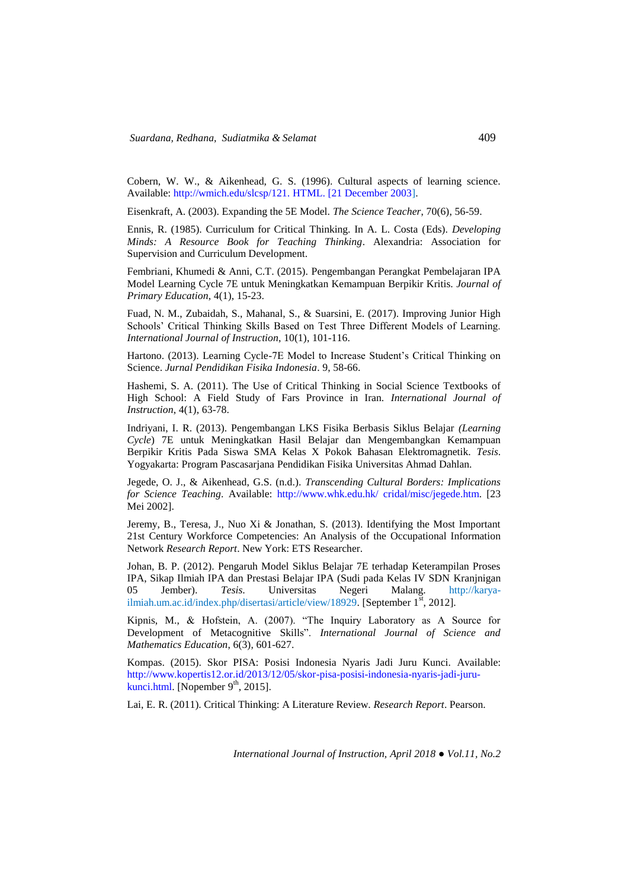Cobern, W. W., & Aikenhead, G. S. (1996). Cultural aspects of learning science. Available: http://wmich.edu/slcsp/121. HTML. [21 December 2003].

Eisenkraft, A. (2003). Expanding the 5E Model. *The Science Teacher*, 70(6), 56-59.

Ennis, R. (1985). Curriculum for Critical Thinking. In A. L. Costa (Eds). *Developing Minds: A Resource Book for Teaching Thinking*. Alexandria: Association for Supervision and Curriculum Development.

Fembriani, Khumedi & Anni, C.T. (2015). Pengembangan Perangkat Pembelajaran IPA Model Learning Cycle 7E untuk Meningkatkan Kemampuan Berpikir Kritis. *Journal of Primary Education*, 4(1), 15-23.

Fuad, N. M., Zubaidah, S., Mahanal, S., & Suarsini, E. (2017). Improving Junior High Schools' Critical Thinking Skills Based on Test Three Different Models of Learning. *International Journal of Instruction*, 10(1), 101-116.

Hartono. (2013). Learning Cycle-7E Model to Increase Student's Critical Thinking on Science. *Jurnal Pendidikan Fisika Indonesia*. 9, 58-66.

Hashemi, S. A. (2011). The Use of Critical Thinking in Social Science Textbooks of High School: A Field Study of Fars Province in Iran. *International Journal of Instruction*, 4(1), 63-78.

Indriyani, I. R. (2013). Pengembangan LKS Fisika Berbasis Siklus Belajar *(Learning Cycle*) 7E untuk Meningkatkan Hasil Belajar dan Mengembangkan Kemampuan Berpikir Kritis Pada Siswa SMA Kelas X Pokok Bahasan Elektromagnetik. *Tesis*. Yogyakarta: Program Pascasarjana Pendidikan Fisika Universitas Ahmad Dahlan.

Jegede, O. J., & Aikenhead, G.S. (n.d.). *Transcending Cultural Borders: Implications for Science Teaching*. Available: http://www.whk.edu.hk/ cridal/misc/jegede.htm. [23 Mei 2002].

Jeremy, B., Teresa, J., Nuo Xi & Jonathan, S. (2013). Identifying the Most Important 21st Century Workforce Competencies: An Analysis of the Occupational Information Network *Research Report*. New York: ETS Researcher.

Johan, B. P. (2012). Pengaruh Model Siklus Belajar 7E terhadap Keterampilan Proses IPA, Sikap Ilmiah IPA dan Prestasi Belajar IPA (Sudi pada Kelas IV SDN Kranjnigan 05 Jember). *Tesis*. Universitas Negeri Malang. http://karya-ilmiah.um.ac.id/index.php/disertasi/article/view/18929. [September 1st, 2012].

Kipnis, M., & Hofstein, A. (2007). "The Inquiry Laboratory as A Source for Development of Metacognitive Skills". *International Journal of Science and Mathematics Education*, 6(3), 601-627.

Kompas. (2015). Skor PISA: Posisi Indonesia Nyaris Jadi Juru Kunci. Available: http://www.kopertis12.or.id/2013/12/05/skor-pisa-posisi-indonesia-nyaris-jadi-juru-kunci.html. [Nopember 9th, 2015].

Lai, E. R. (2011). Critical Thinking: A Literature Review. *Research Report*. Pearson.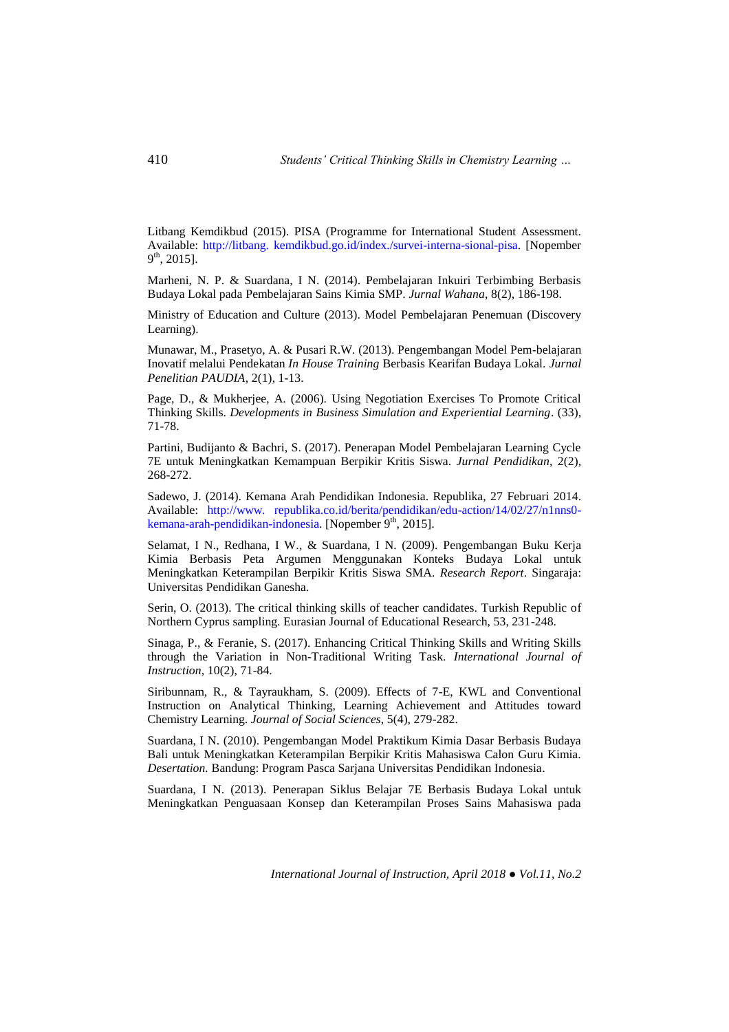Litbang Kemdikbud (2015). PISA (Programme for International Student Assessment. Available: http://litbang. kemdikbud.go.id/index./survei-interna-sional-pisa. [Nopember 9th, 2015].

Marheni, N. P. & Suardana, I N. (2014). Pembelajaran Inkuiri Terbimbing Berbasis Budaya Lokal pada Pembelajaran Sains Kimia SMP. *Jurnal Wahana*, 8(2), 186-198.

Ministry of Education and Culture (2013). Model Pembelajaran Penemuan (Discovery Learning).

Munawar, M., Prasetyo, A. & Pusari R.W. (2013). Pengembangan Model Pem-belajaran Inovatif melalui Pendekatan *In House Training* Berbasis Kearifan Budaya Lokal. *Jurnal Penelitian PAUDIA*, 2(1), 1-13.

Page, D., & Mukherjee, A. (2006). Using Negotiation Exercises To Promote Critical Thinking Skills. *Developments in Business Simulation and Experiential Learning*. (33), 71-78.

Partini, Budijanto & Bachri, S. (2017). Penerapan Model Pembelajaran Learning Cycle 7E untuk Meningkatkan Kemampuan Berpikir Kritis Siswa. *Jurnal Pendidikan*, 2(2), 268-272.

Sadewo, J. (2014). Kemana Arah Pendidikan Indonesia. Republika, 27 Februari 2014. Available: http://www. republika.co.id/berita/pendidikan/edu-action/14/02/27/n1nns0-kemana-arah-pendidikan-indonesia. [Nopember 9th, 2015].

Selamat, I N., Redhana, I W., & Suardana, I N. (2009). Pengembangan Buku Kerja Kimia Berbasis Peta Argumen Menggunakan Konteks Budaya Lokal untuk Meningkatkan Keterampilan Berpikir Kritis Siswa SMA. *Research Report*. Singaraja: Universitas Pendidikan Ganesha.

Serin, O. (2013). The critical thinking skills of teacher candidates. Turkish Republic of Northern Cyprus sampling. Eurasian Journal of Educational Research, 53, 231-248.

Sinaga, P., & Feranie, S. (2017). Enhancing Critical Thinking Skills and Writing Skills through the Variation in Non-Traditional Writing Task. *International Journal of Instruction*, 10(2), 71-84.

Siribunnam, R., & Tayraukham, S. (2009). Effects of 7-E, KWL and Conventional Instruction on Analytical Thinking, Learning Achievement and Attitudes toward Chemistry Learning. *Journal of Social Sciences*, 5(4), 279-282.

Suardana, I N. (2010). Pengembangan Model Praktikum Kimia Dasar Berbasis Budaya Bali untuk Meningkatkan Keterampilan Berpikir Kritis Mahasiswa Calon Guru Kimia. *Desertation.* Bandung: Program Pasca Sarjana Universitas Pendidikan Indonesia.

Suardana, I N. (2013). Penerapan Siklus Belajar 7E Berbasis Budaya Lokal untuk Meningkatkan Penguasaan Konsep dan Keterampilan Proses Sains Mahasiswa pada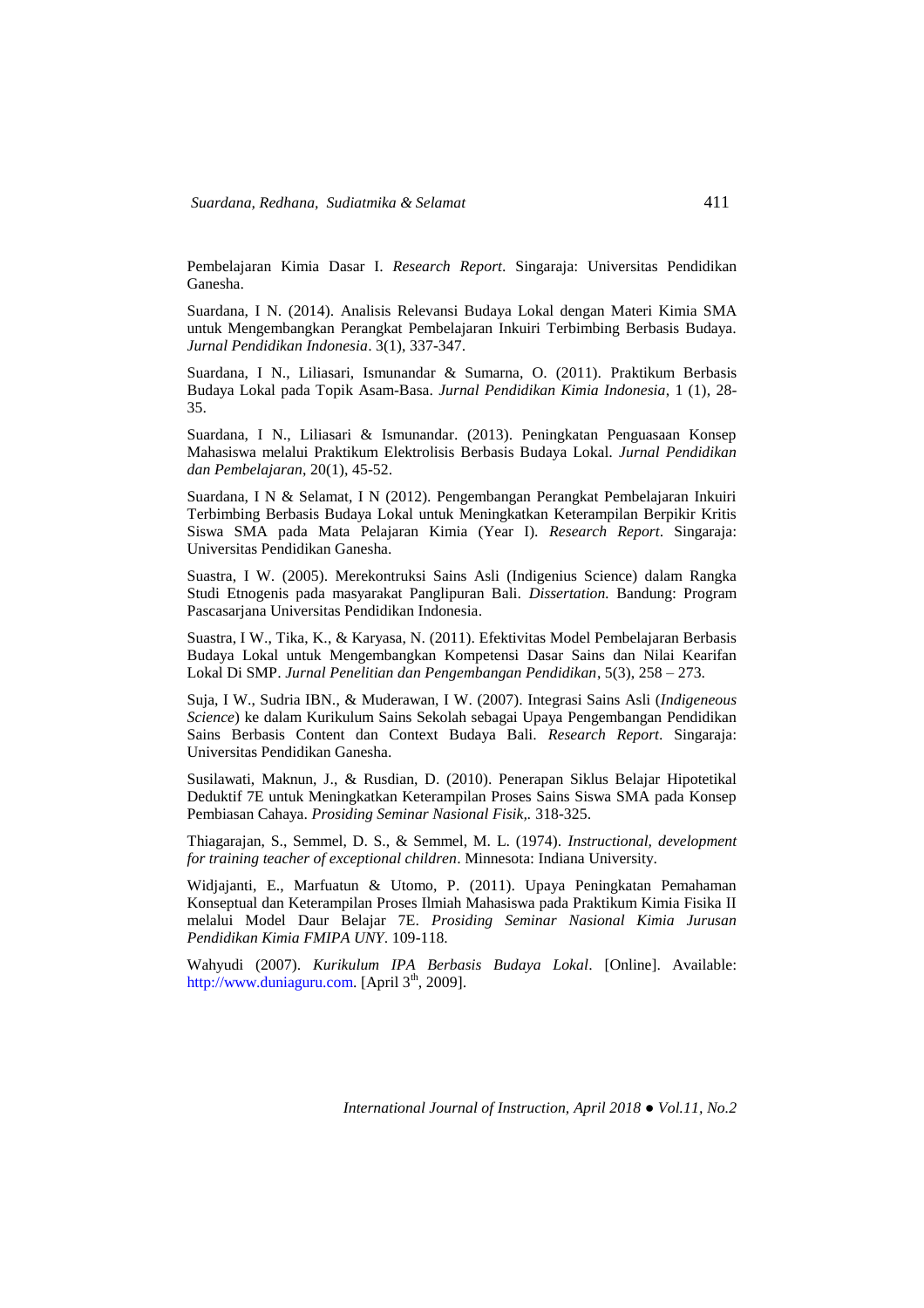Pembelajaran Kimia Dasar I. *Research Report*. Singaraja: Universitas Pendidikan Ganesha.

Suardana, I N. (2014). Analisis Relevansi Budaya Lokal dengan Materi Kimia SMA untuk Mengembangkan Perangkat Pembelajaran Inkuiri Terbimbing Berbasis Budaya. *Jurnal Pendidikan Indonesia*. 3(1), 337-347.

Suardana, I N., Liliasari, Ismunandar & Sumarna, O. (2011). Praktikum Berbasis Budaya Lokal pada Topik Asam-Basa. *Jurnal Pendidikan Kimia Indonesia*, 1 (1), 28-35.

Suardana, I N., Liliasari & Ismunandar. (2013). Peningkatan Penguasaan Konsep Mahasiswa melalui Praktikum Elektrolisis Berbasis Budaya Lokal. *Jurnal Pendidikan dan Pembelajaran*, 20(1), 45-52.

Suardana, I N & Selamat, I N (2012). Pengembangan Perangkat Pembelajaran Inkuiri Terbimbing Berbasis Budaya Lokal untuk Meningkatkan Keterampilan Berpikir Kritis Siswa SMA pada Mata Pelajaran Kimia (Year I). *Research Report*. Singaraja: Universitas Pendidikan Ganesha.

Suastra, I W. (2005). Merekontruksi Sains Asli (Indigenius Science) dalam Rangka Studi Etnogenis pada masyarakat Panglipuran Bali. *Dissertation.* Bandung: Program Pascasarjana Universitas Pendidikan Indonesia.

Suastra, I W., Tika, K., & Karyasa, N. (2011). Efektivitas Model Pembelajaran Berbasis Budaya Lokal untuk Mengembangkan Kompetensi Dasar Sains dan Nilai Kearifan Lokal Di SMP. *Jurnal Penelitian dan Pengembangan Pendidikan*, 5(3), 258 – 273.

Suja, I W., Sudria IBN., & Muderawan, I W. (2007). Integrasi Sains Asli (*Indigeneous Science*) ke dalam Kurikulum Sains Sekolah sebagai Upaya Pengembangan Pendidikan Sains Berbasis Content dan Context Budaya Bali. *Research Report*. Singaraja: Universitas Pendidikan Ganesha.

Susilawati, Maknun, J., & Rusdian, D. (2010). Penerapan Siklus Belajar Hipotetikal Deduktif 7E untuk Meningkatkan Keterampilan Proses Sains Siswa SMA pada Konsep Pembiasan Cahaya. *Prosiding Seminar Nasional Fisik,*. 318-325.

Thiagarajan, S., Semmel, D. S., & Semmel, M. L. (1974). *Instructional, development for training teacher of exceptional children*. Minnesota: Indiana University.

Widjajanti, E., Marfuatun & Utomo, P. (2011). Upaya Peningkatan Pemahaman Konseptual dan Keterampilan Proses Ilmiah Mahasiswa pada Praktikum Kimia Fisika II melalui Model Daur Belajar 7E. *Prosiding Seminar Nasional Kimia Jurusan Pendidikan Kimia FMIPA UNY*. 109-118.

Wahyudi (2007). *Kurikulum IPA Berbasis Budaya Lokal*. [Online]. Available: http://www.duniaguru.com. [April 3th, 2009].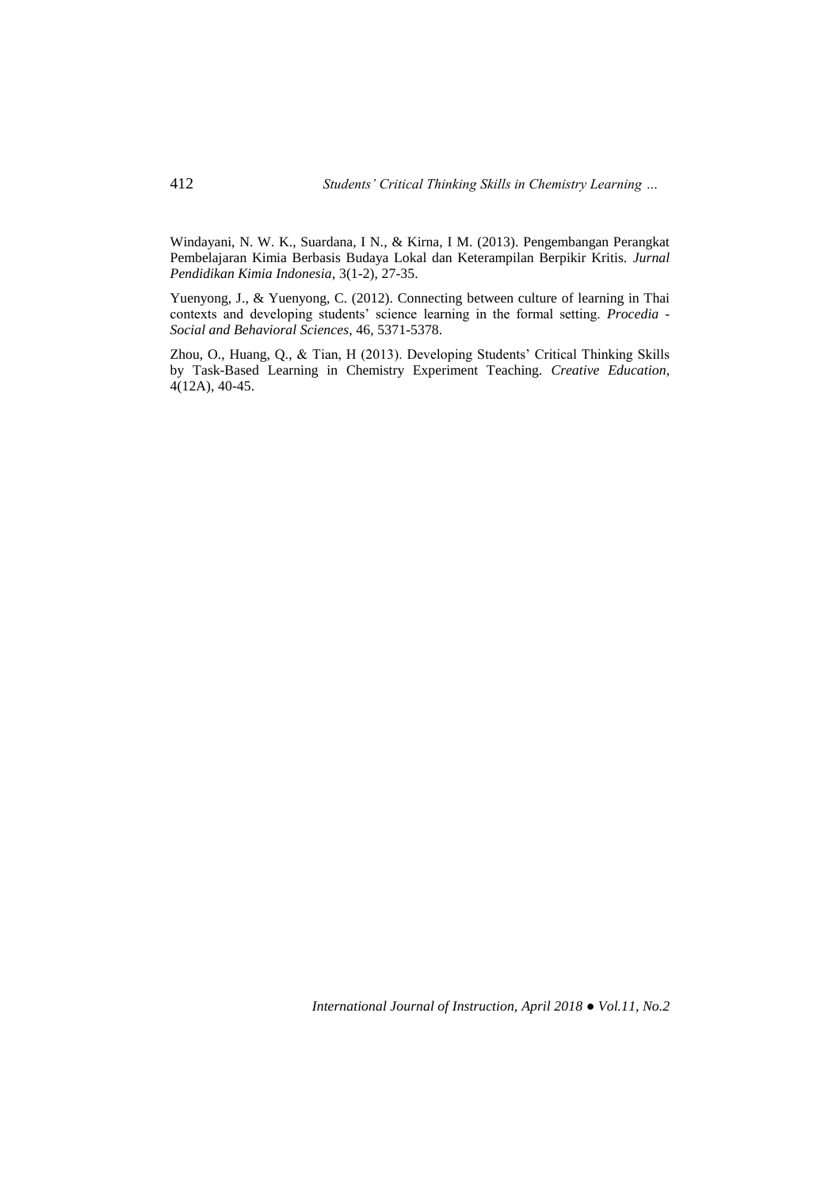Windayani, N. W. K., Suardana, I N., & Kirna, I M. (2013). Pengembangan Perangkat Pembelajaran Kimia Berbasis Budaya Lokal dan Keterampilan Berpikir Kritis. *Jurnal Pendidikan Kimia Indonesia*, 3(1-2), 27-35.

Yuenyong, J., & Yuenyong, C. (2012). Connecting between culture of learning in Thai contexts and developing students' science learning in the formal setting. *Procedia - Social and Behavioral Sciences*, 46, 5371-5378.

Zhou, O., Huang, Q., & Tian, H (2013). Developing Students' Critical Thinking Skills by Task-Based Learning in Chemistry Experiment Teaching. *Creative Education*, 4(12A), 40-45.